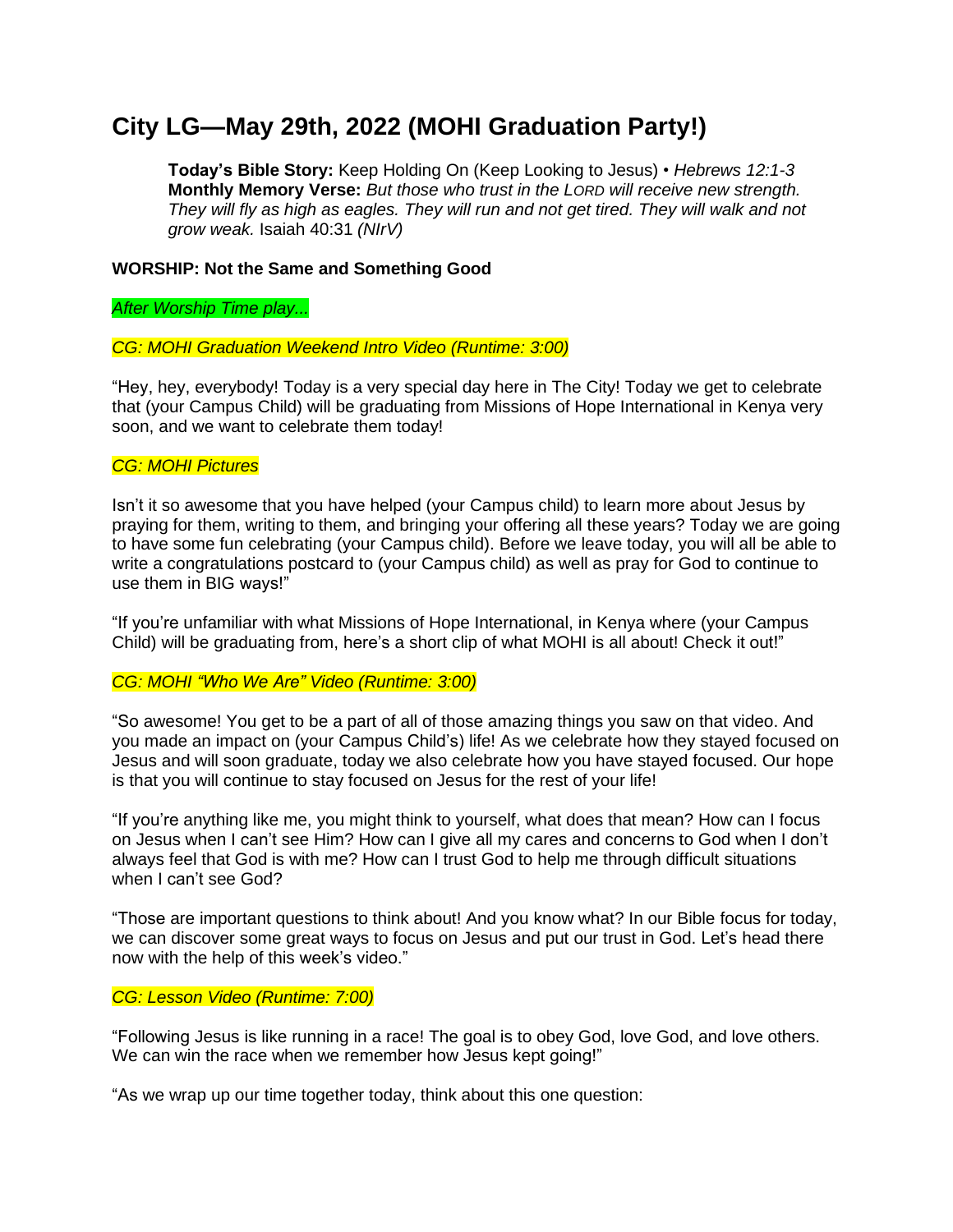# City LG—May 29th, 2022 (MOHI Graduation Party!)

**Today's Bible Story:** Keep Holding On (Keep Looking to Jesus) • *Hebrews 12:1-3*
**Monthly Memory Verse:** *But those who trust in the LORD will receive new strength. They will fly as high as eagles. They will run and not get tired. They will walk and not grow weak.* Isaiah 40:31 *(NIrV)*

**WORSHIP: Not the Same and Something Good**

*After Worship Time play...*

*CG: MOHI Graduation Weekend Intro Video (Runtime: 3:00)*

"Hey, hey, everybody! Today is a very special day here in The City! Today we get to celebrate that (your Campus Child) will be graduating from Missions of Hope International in Kenya very soon, and we want to celebrate them today!

*CG: MOHI Pictures*

Isn't it so awesome that you have helped (your Campus child) to learn more about Jesus by praying for them, writing to them, and bringing your offering all these years? Today we are going to have some fun celebrating (your Campus child). Before we leave today, you will all be able to write a congratulations postcard to (your Campus child) as well as pray for God to continue to use them in BIG ways!"

"If you're unfamiliar with what Missions of Hope International, in Kenya where (your Campus Child) will be graduating from, here's a short clip of what MOHI is all about! Check it out!"

*CG: MOHI "Who We Are" Video (Runtime: 3:00)*

"So awesome! You get to be a part of all of those amazing things you saw on that video. And you made an impact on (your Campus Child's) life! As we celebrate how they stayed focused on Jesus and will soon graduate, today we also celebrate how you have stayed focused. Our hope is that you will continue to stay focused on Jesus for the rest of your life!

"If you're anything like me, you might think to yourself, what does that mean? How can I focus on Jesus when I can't see Him? How can I give all my cares and concerns to God when I don't always feel that God is with me? How can I trust God to help me through difficult situations when I can't see God?

"Those are important questions to think about! And you know what? In our Bible focus for today, we can discover some great ways to focus on Jesus and put our trust in God. Let's head there now with the help of this week's video."

*CG: Lesson Video (Runtime: 7:00)*

"Following Jesus is like running in a race! The goal is to obey God, love God, and love others. We can win the race when we remember how Jesus kept going!"

"As we wrap up our time together today, think about this one question: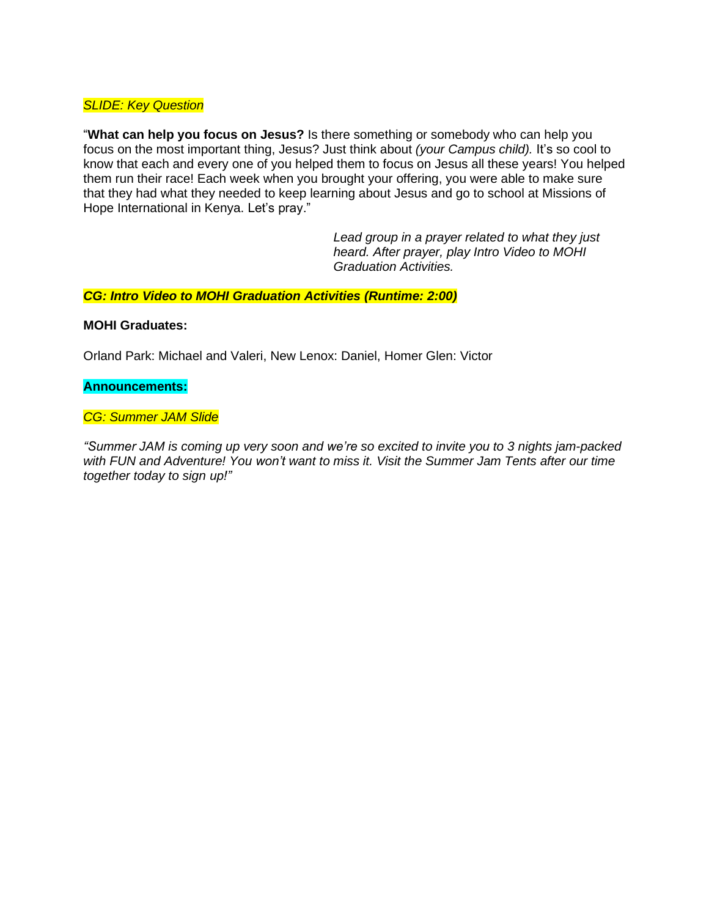*SLIDE: Key Question*

"**What can help you focus on Jesus?** Is there something or somebody who can help you focus on the most important thing, Jesus? Just think about *(your Campus child).* It's so cool to know that each and every one of you helped them to focus on Jesus all these years! You helped them run their race! Each week when you brought your offering, you were able to make sure that they had what they needed to keep learning about Jesus and go to school at Missions of Hope International in Kenya. Let's pray."

*Lead group in a prayer related to what they just heard. After prayer, play Intro Video to MOHI Graduation Activities.*

***CG: Intro Video to MOHI Graduation Activities (Runtime: 2:00)***

**MOHI Graduates:**

Orland Park: Michael and Valeri, New Lenox: Daniel, Homer Glen: Victor

**Announcements:**

*CG: Summer JAM Slide*

*"Summer JAM is coming up very soon and we're so excited to invite you to 3 nights jam-packed with FUN and Adventure! You won't want to miss it. Visit the Summer Jam Tents after our time together today to sign up!"*